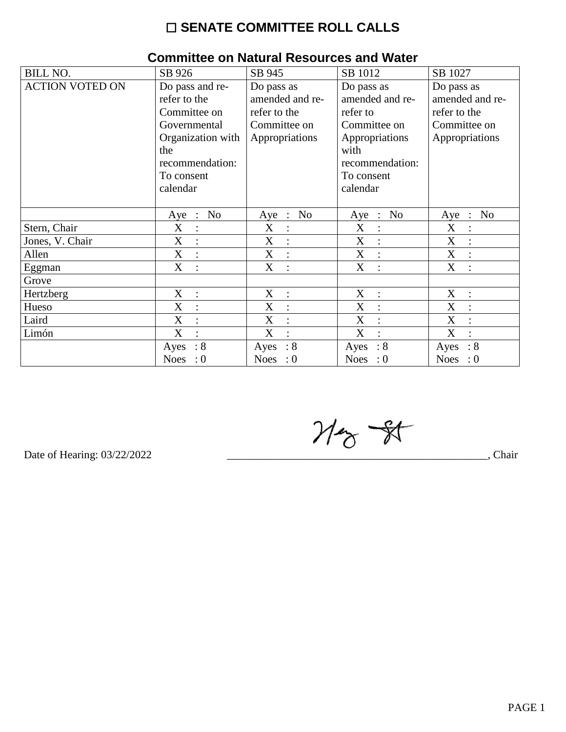# ☐ SENATE COMMITTEE ROLL CALLS

## Committee on Natural Resources and Water

| BILL NO. | SB 926 | SB 945 | SB 1012 | SB 1027 |
|---|---|---|---|---|
| ACTION VOTED ON | Do pass and re-refer to the Committee on Governmental Organization with the recommendation: To consent calendar | Do pass as amended and re-refer to the Committee on Appropriations | Do pass as amended and re-refer to Committee on Appropriations with recommendation: To consent calendar | Do pass as amended and re-refer to the Committee on Appropriations |
| | Aye : No | Aye : No | Aye : No | Aye : No |
| Stern, Chair | X : | X : | X : | X : |
| Jones, V. Chair | X : | X : | X : | X : |
| Allen | X : | X : | X : | X : |
| Eggman | X : | X : | X : | X : |
| Grove | | | | |
| Hertzberg | X : | X : | X : | X : |
| Hueso | X : | X : | X : | X : |
| Laird | X : | X : | X : | X : |
| Limón | X : | X : | X : | X : |
| | Ayes : 8<br>Noes : 0 | Ayes : 8<br>Noes : 0 | Ayes : 8<br>Noes : 0 | Ayes : 8<br>Noes : 0 |

Date of Hearing: 03/22/2022

_______________________________________________, Chair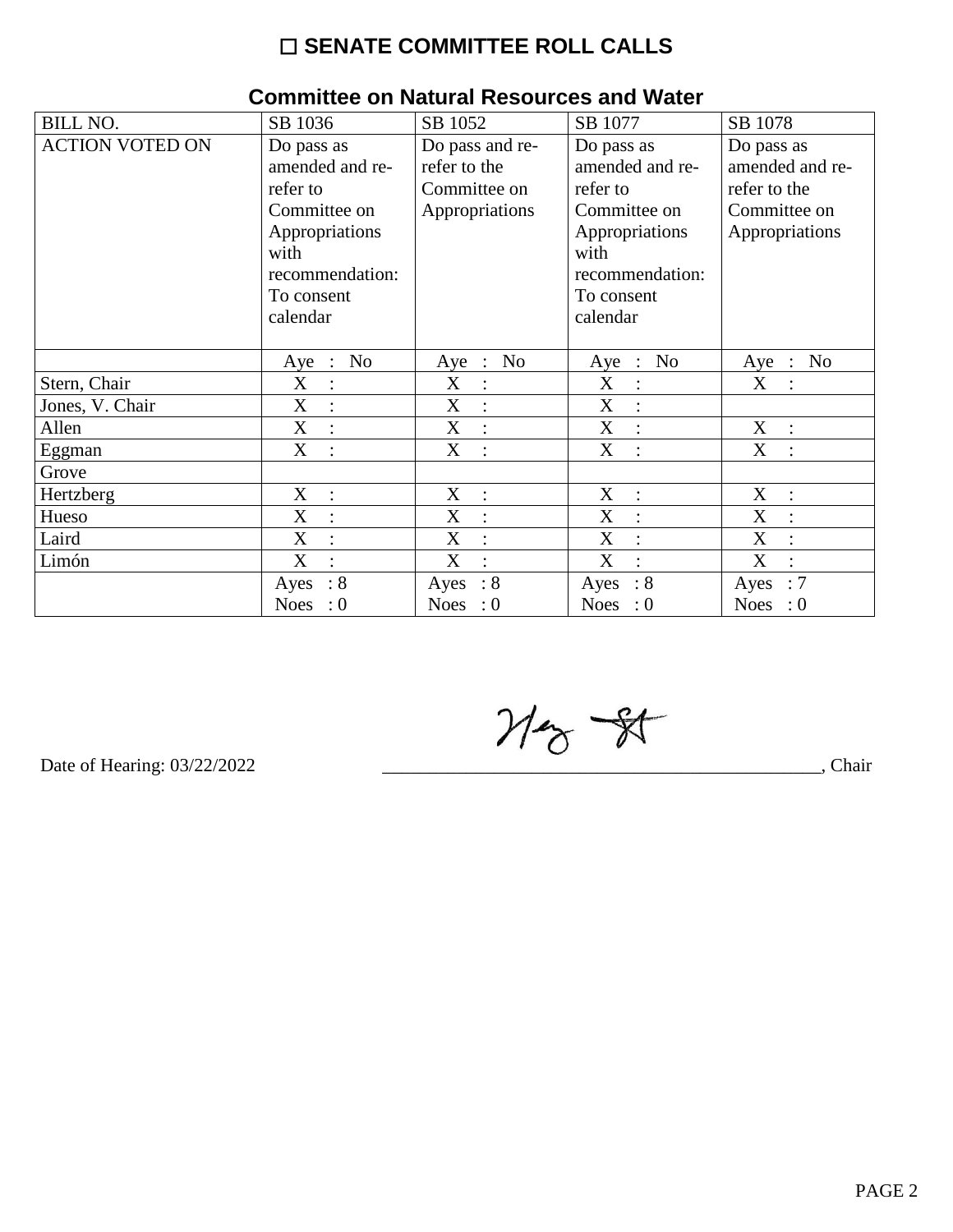# ☐ SENATE COMMITTEE ROLL CALLS

## Committee on Natural Resources and Water

| BILL NO. | SB 1036 | SB 1052 | SB 1077 | SB 1078 |
|---|---|---|---|---|
| ACTION VOTED ON | Do pass as amended and re-refer to Committee on Appropriations with recommendation: To consent calendar | Do pass and re-refer to the Committee on Appropriations | Do pass as amended and re-refer to Committee on Appropriations with recommendation: To consent calendar | Do pass as amended and re-refer to the Committee on Appropriations |
| | Aye : No | Aye : No | Aye : No | Aye : No |
| Stern, Chair | X : | X : | X : | X : |
| Jones, V. Chair | X : | X : | X : | |
| Allen | X : | X : | X : | X : |
| Eggman | X : | X : | X : | X : |
| Grove | | | | |
| Hertzberg | X : | X : | X : | X : |
| Hueso | X : | X : | X : | X : |
| Laird | X : | X : | X : | X : |
| Limón | X : | X : | X : | X : |
| | Ayes : 8 Noes : 0 | Ayes : 8 Noes : 0 | Ayes : 8 Noes : 0 | Ayes : 7 Noes : 0 |

Date of Hearing: 03/22/2022

_________________________________________________, Chair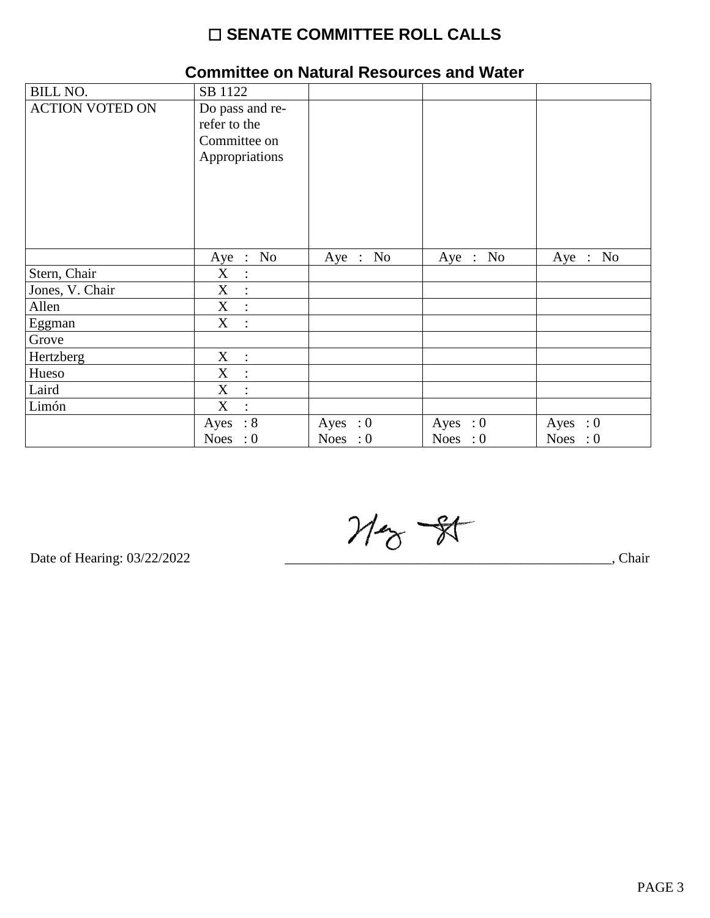# ☐ SENATE COMMITTEE ROLL CALLS

## Committee on Natural Resources and Water

| BILL NO. | SB 1122 | | | |
|---|---|---|---|---|
| ACTION VOTED ON | Do pass and re-refer to the Committee on Appropriations | | | |
| | Aye : No | Aye : No | Aye : No | Aye : No |
| Stern, Chair | X : | | | |
| Jones, V. Chair | X : | | | |
| Allen | X : | | | |
| Eggman | X : | | | |
| Grove | | | | |
| Hertzberg | X : | | | |
| Hueso | X : | | | |
| Laird | X : | | | |
| Limón | X : | | | |
| | Ayes : 8<br>Noes : 0 | Ayes : 0<br>Noes : 0 | Ayes : 0<br>Noes : 0 | Ayes : 0<br>Noes : 0 |

Date of Hearing: 03/22/2022 _________________________________________________, Chair